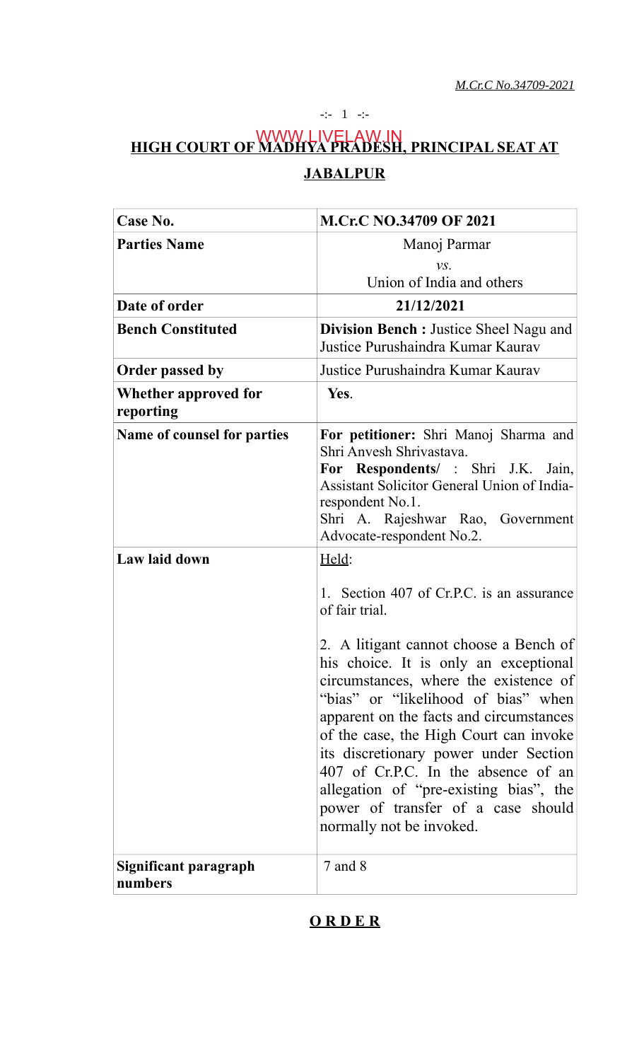# HIGH COURT OF MADHYA PRADESH, PRINCIPAL SEAT AT JABALPUR

| Case No. | M.Cr.C NO.34709 OF 2021 |
|---|---|
| Parties Name | Manoj Parmar *vs.* Union of India and others |
| Date of order | 21/12/2021 |
| Bench Constituted | **Division Bench :** Justice Sheel Nagu and Justice Purushaindra Kumar Kaurav |
| Order passed by | Justice Purushaindra Kumar Kaurav |
| Whether approved for reporting | Yes. |
| Name of counsel for parties | **For petitioner:** Shri Manoj Sharma and Shri Anvesh Shrivastava. **For Respondents/ :** Shri J.K. Jain, Assistant Solicitor General Union of India-respondent No.1. Shri A. Rajeshwar Rao, Government Advocate-respondent No.2. |
| Law laid down | Held: 1. Section 407 of Cr.P.C. is an assurance of fair trial. 2. A litigant cannot choose a Bench of his choice. It is only an exceptional circumstances, where the existence of "bias" or "likelihood of bias" when apparent on the facts and circumstances of the case, the High Court can invoke its discretionary power under Section 407 of Cr.P.C. In the absence of an allegation of "pre-existing bias", the power of transfer of a case should normally not be invoked. |
| Significant paragraph numbers | 7 and 8 |

## ORDER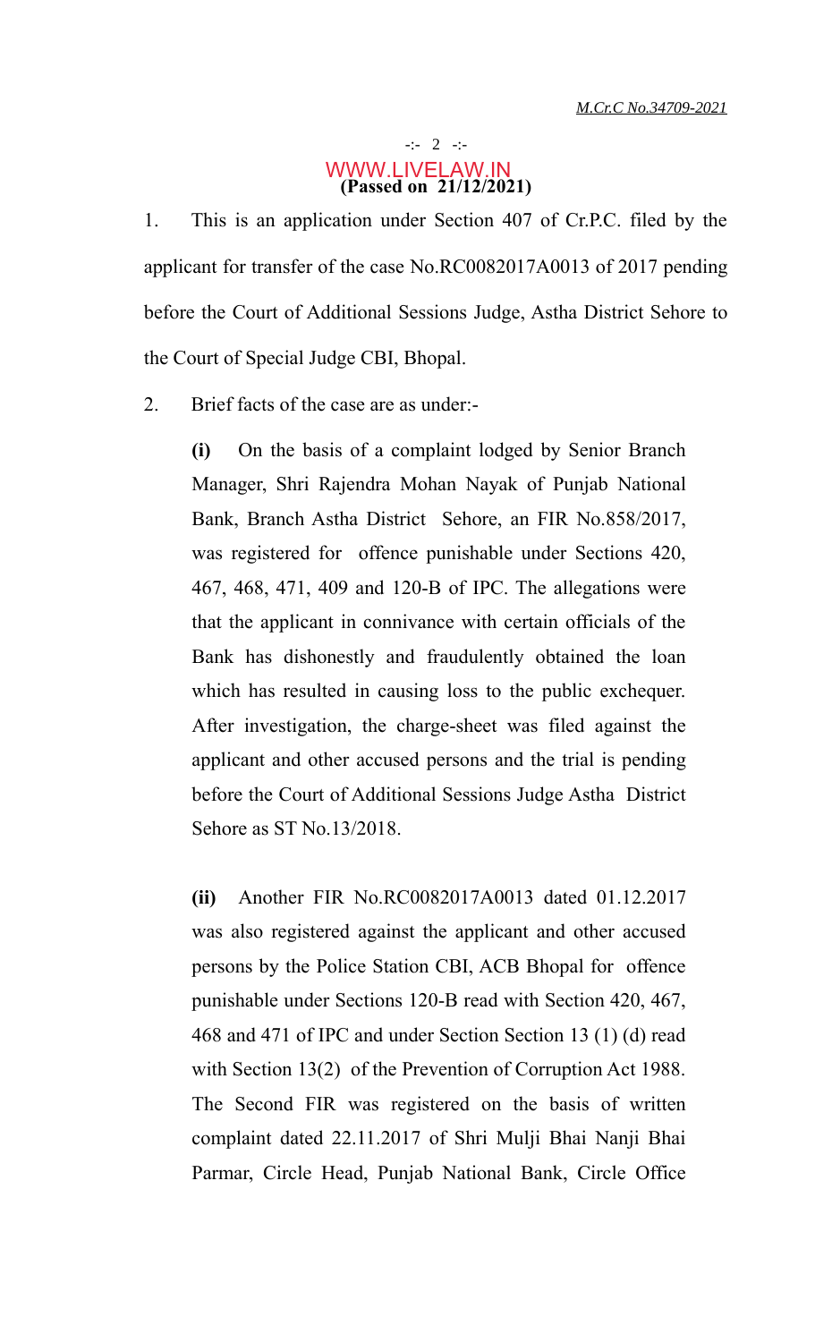**(Passed on 21/12/2021)**

1. This is an application under Section 407 of Cr.P.C. filed by the applicant for transfer of the case No.RC0082017A0013 of 2017 pending before the Court of Additional Sessions Judge, Astha District Sehore to the Court of Special Judge CBI, Bhopal.

2. Brief facts of the case are as under:-

**(i)** On the basis of a complaint lodged by Senior Branch Manager, Shri Rajendra Mohan Nayak of Punjab National Bank, Branch Astha District Sehore, an FIR No.858/2017, was registered for offence punishable under Sections 420, 467, 468, 471, 409 and 120-B of IPC. The allegations were that the applicant in connivance with certain officials of the Bank has dishonestly and fraudulently obtained the loan which has resulted in causing loss to the public exchequer. After investigation, the charge-sheet was filed against the applicant and other accused persons and the trial is pending before the Court of Additional Sessions Judge Astha District Sehore as ST No.13/2018.

**(ii)** Another FIR No.RC0082017A0013 dated 01.12.2017 was also registered against the applicant and other accused persons by the Police Station CBI, ACB Bhopal for offence punishable under Sections 120-B read with Section 420, 467, 468 and 471 of IPC and under Section Section 13 (1) (d) read with Section 13(2) of the Prevention of Corruption Act 1988. The Second FIR was registered on the basis of written complaint dated 22.11.2017 of Shri Mulji Bhai Nanji Bhai Parmar, Circle Head, Punjab National Bank, Circle Office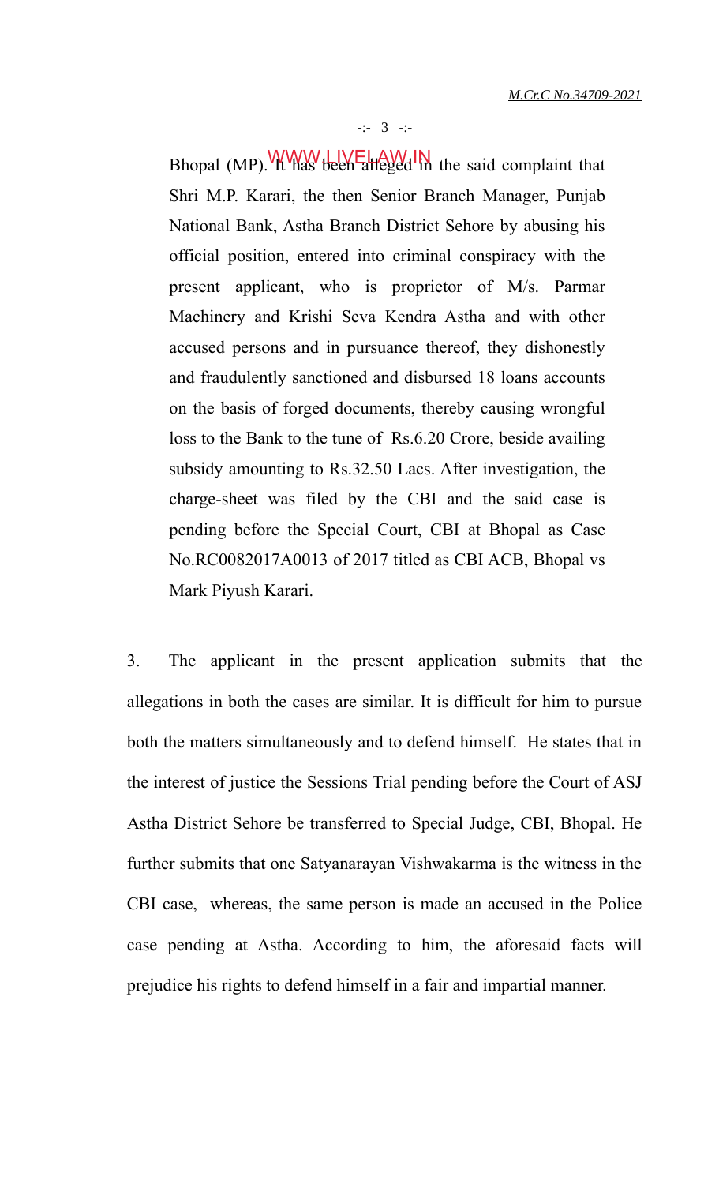Bhopal (MP). It has been alleged in the said complaint that Shri M.P. Karari, the then Senior Branch Manager, Punjab National Bank, Astha Branch District Sehore by abusing his official position, entered into criminal conspiracy with the present applicant, who is proprietor of M/s. Parmar Machinery and Krishi Seva Kendra Astha and with other accused persons and in pursuance thereof, they dishonestly and fraudulently sanctioned and disbursed 18 loans accounts on the basis of forged documents, thereby causing wrongful loss to the Bank to the tune of Rs.6.20 Crore, beside availing subsidy amounting to Rs.32.50 Lacs. After investigation, the charge-sheet was filed by the CBI and the said case is pending before the Special Court, CBI at Bhopal as Case No.RC0082017A0013 of 2017 titled as CBI ACB, Bhopal vs Mark Piyush Karari.

3. The applicant in the present application submits that the allegations in both the cases are similar. It is difficult for him to pursue both the matters simultaneously and to defend himself. He states that in the interest of justice the Sessions Trial pending before the Court of ASJ Astha District Sehore be transferred to Special Judge, CBI, Bhopal. He further submits that one Satyanarayan Vishwakarma is the witness in the CBI case, whereas, the same person is made an accused in the Police case pending at Astha. According to him, the aforesaid facts will prejudice his rights to defend himself in a fair and impartial manner.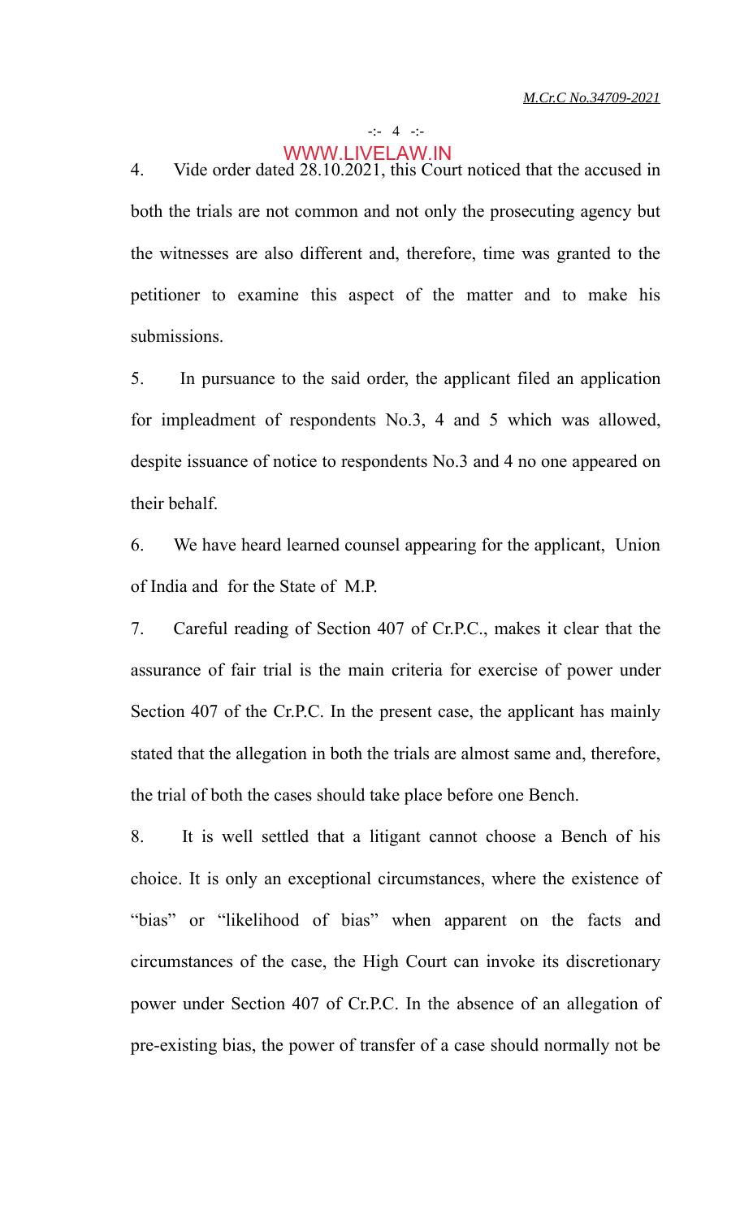4. Vide order dated 28.10.2021, this Court noticed that the accused in both the trials are not common and not only the prosecuting agency but the witnesses are also different and, therefore, time was granted to the petitioner to examine this aspect of the matter and to make his submissions.

5. In pursuance to the said order, the applicant filed an application for impleadment of respondents No.3, 4 and 5 which was allowed, despite issuance of notice to respondents No.3 and 4 no one appeared on their behalf.

6. We have heard learned counsel appearing for the applicant, Union of India and for the State of M.P.

7. Careful reading of Section 407 of Cr.P.C., makes it clear that the assurance of fair trial is the main criteria for exercise of power under Section 407 of the Cr.P.C. In the present case, the applicant has mainly stated that the allegation in both the trials are almost same and, therefore, the trial of both the cases should take place before one Bench.

8. It is well settled that a litigant cannot choose a Bench of his choice. It is only an exceptional circumstances, where the existence of "bias" or "likelihood of bias" when apparent on the facts and circumstances of the case, the High Court can invoke its discretionary power under Section 407 of Cr.P.C. In the absence of an allegation of pre-existing bias, the power of transfer of a case should normally not be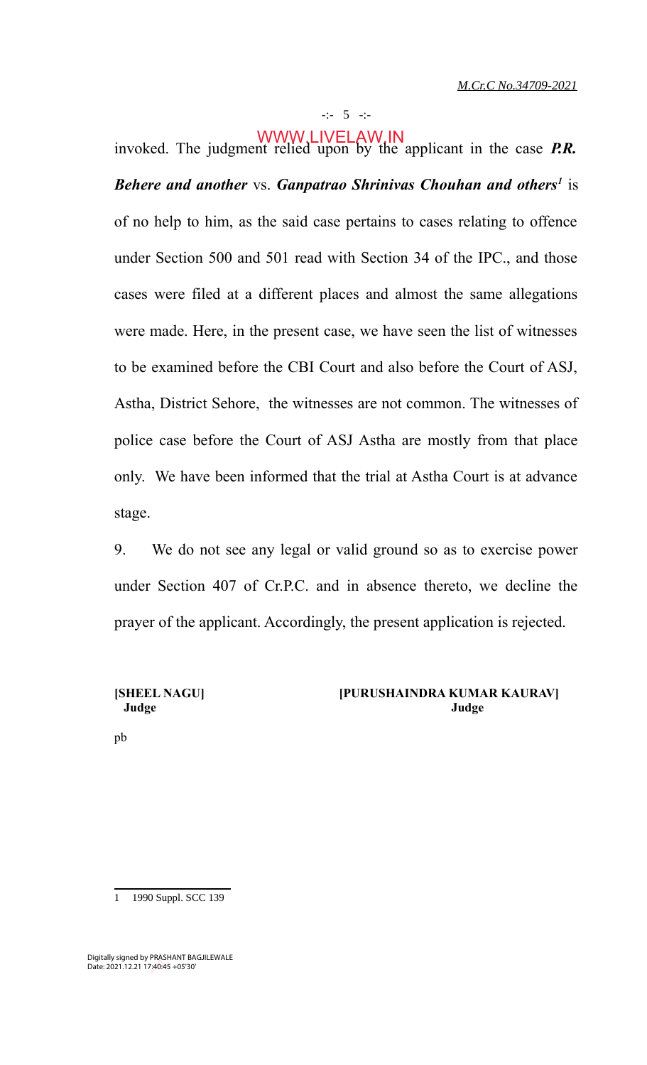invoked. The judgment relied upon by the applicant in the case ***P.R. Behere and another*** vs. ***Ganpatrao Shrinivas Chouhan and others***[1] is of no help to him, as the said case pertains to cases relating to offence under Section 500 and 501 read with Section 34 of the IPC., and those cases were filed at a different places and almost the same allegations were made. Here, in the present case, we have seen the list of witnesses to be examined before the CBI Court and also before the Court of ASJ, Astha, District Sehore, the witnesses are not common. The witnesses of police case before the Court of ASJ Astha are mostly from that place only. We have been informed that the trial at Astha Court is at advance stage.

9. We do not see any legal or valid ground so as to exercise power under Section 407 of Cr.P.C. and in absence thereto, we decline the prayer of the applicant. Accordingly, the present application is rejected.

**[SHEEL NAGU]**
**Judge**

**[PURUSHAINDRA KUMAR KAURAV]**
**Judge**

pb

---

1 1990 Suppl. SCC 139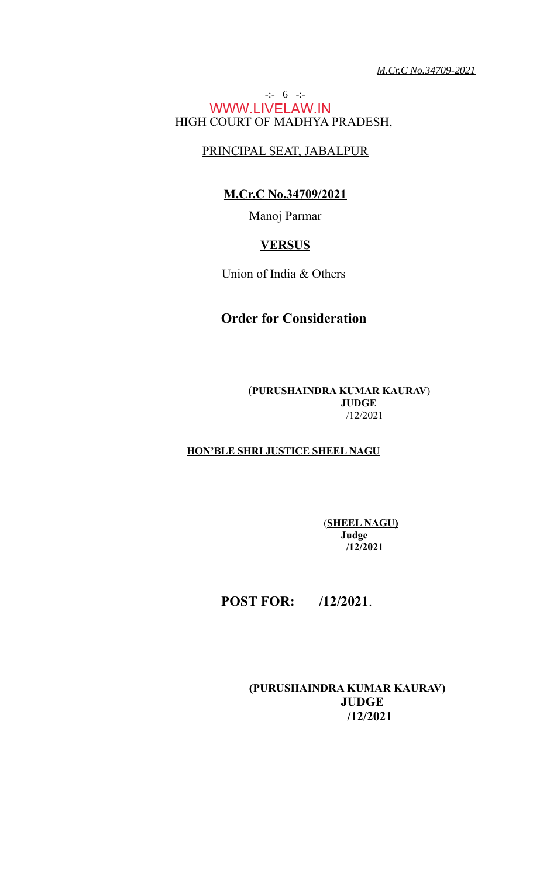HIGH COURT OF MADHYA PRADESH,

PRINCIPAL SEAT, JABALPUR

**M.Cr.C No.34709/2021**

Manoj Parmar

**VERSUS**

Union of India & Others

## Order for Consideration

**(PURUSHAINDRA KUMAR KAURAV)**
**JUDGE**
/12/2021

**HON'BLE SHRI JUSTICE SHEEL NAGU**

**(SHEEL NAGU)**
**Judge**
**/12/2021**

**POST FOR: /12/2021**.

**(PURUSHAINDRA KUMAR KAURAV)**
**JUDGE**
**/12/2021**